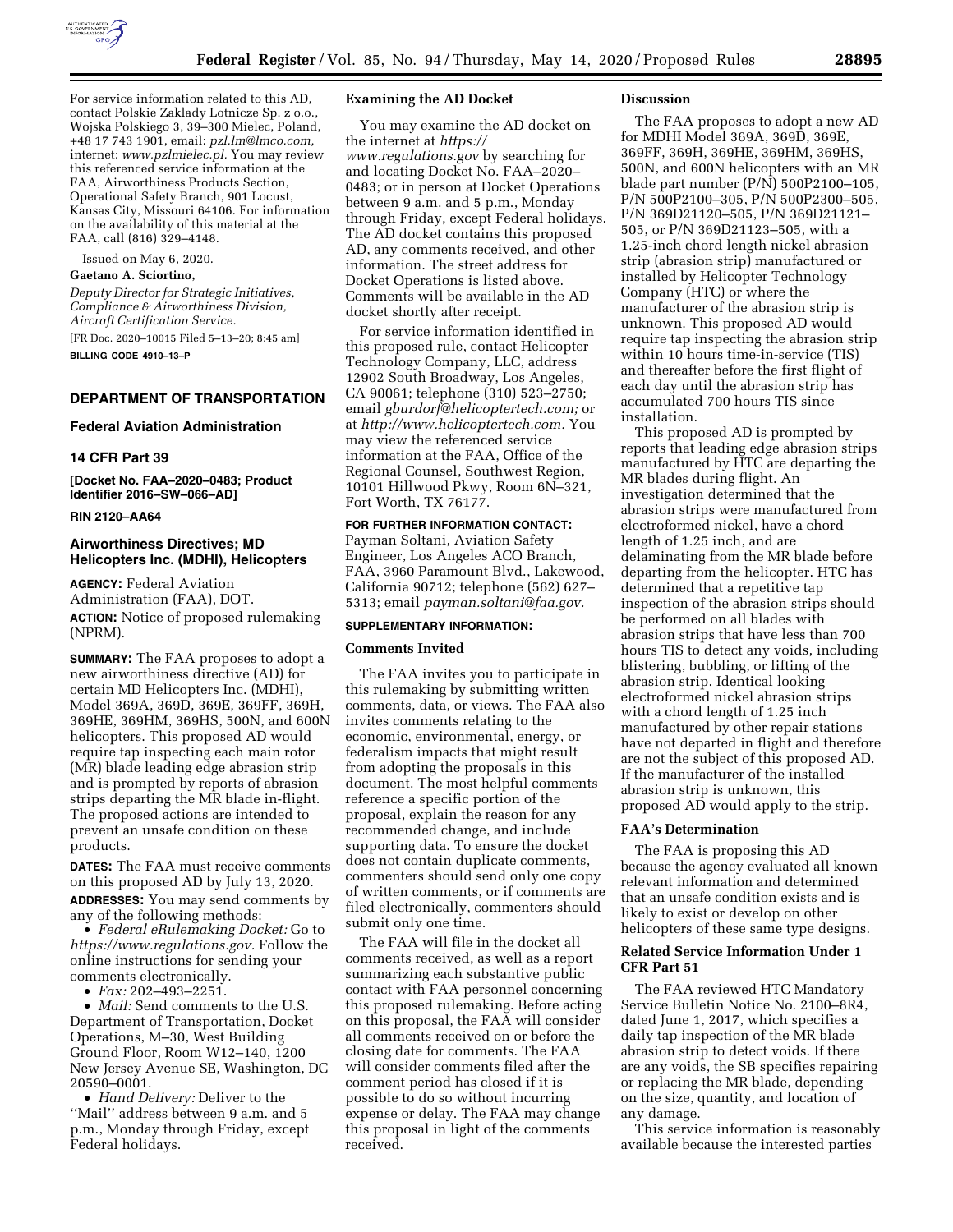For service information related to this AD, contact Polskie Zaklady Lotnicze Sp. z o.o., Wojska Polskiego 3, 39–300 Mielec, Poland, +48 17 743 1901, email: *pzl.lm@lmco.com,* internet: *www.pzlmielec.pl.* You may review this referenced service information at the FAA, Airworthiness Products Section, Operational Safety Branch, 901 Locust, Kansas City, Missouri 64106. For information on the availability of this material at the FAA, call (816) 329–4148.

Issued on May 6, 2020.

**Gaetano A. Sciortino,**

*Deputy Director for Strategic Initiatives, Compliance & Airworthiness Division, Aircraft Certification Service.*

[FR Doc. 2020–10015 Filed 5–13–20; 8:45 am]

**BILLING CODE 4910–13–P**

---

## DEPARTMENT OF TRANSPORTATION

### Federal Aviation Administration

### 14 CFR Part 39

**[Docket No. FAA–2020–0483; Product Identifier 2016–SW–066–AD]**

**RIN 2120–AA64**

## Airworthiness Directives; MD Helicopters Inc. (MDHI), Helicopters

**AGENCY:** Federal Aviation Administration (FAA), DOT.

**ACTION:** Notice of proposed rulemaking (NPRM).

**SUMMARY:** The FAA proposes to adopt a new airworthiness directive (AD) for certain MD Helicopters Inc. (MDHI), Model 369A, 369D, 369E, 369FF, 369H, 369HE, 369HM, 369HS, 500N, and 600N helicopters. This proposed AD would require tap inspecting each main rotor (MR) blade leading edge abrasion strip and is prompted by reports of abrasion strips departing the MR blade in-flight. The proposed actions are intended to prevent an unsafe condition on these products.

**DATES:** The FAA must receive comments on this proposed AD by July 13, 2020.

**ADDRESSES:** You may send comments by any of the following methods:

- *Federal eRulemaking Docket:* Go to *https://www.regulations.gov.* Follow the online instructions for sending your comments electronically.
- *Fax:* 202–493–2251.
- *Mail:* Send comments to the U.S. Department of Transportation, Docket Operations, M–30, West Building Ground Floor, Room W12–140, 1200 New Jersey Avenue SE, Washington, DC 20590–0001.
- *Hand Delivery:* Deliver to the ''Mail'' address between 9 a.m. and 5 p.m., Monday through Friday, except Federal holidays.

**Examining the AD Docket**

You may examine the AD docket on the internet at *https://www.regulations.gov* by searching for and locating Docket No. FAA–2020–0483; or in person at Docket Operations between 9 a.m. and 5 p.m., Monday through Friday, except Federal holidays. The AD docket contains this proposed AD, any comments received, and other information. The street address for Docket Operations is listed above. Comments will be available in the AD docket shortly after receipt.

For service information identified in this proposed rule, contact Helicopter Technology Company, LLC, address 12902 South Broadway, Los Angeles, CA 90061; telephone (310) 523–2750; email *gburdorf@helicoptertech.com;* or at *http://www.helicoptertech.com.* You may view the referenced service information at the FAA, Office of the Regional Counsel, Southwest Region, 10101 Hillwood Pkwy, Room 6N–321, Fort Worth, TX 76177.

**FOR FURTHER INFORMATION CONTACT:** Payman Soltani, Aviation Safety Engineer, Los Angeles ACO Branch, FAA, 3960 Paramount Blvd., Lakewood, California 90712; telephone (562) 627–5313; email *payman.soltani@faa.gov.*

**SUPPLEMENTARY INFORMATION:**

**Comments Invited**

The FAA invites you to participate in this rulemaking by submitting written comments, data, or views. The FAA also invites comments relating to the economic, environmental, energy, or federalism impacts that might result from adopting the proposals in this document. The most helpful comments reference a specific portion of the proposal, explain the reason for any recommended change, and include supporting data. To ensure the docket does not contain duplicate comments, commenters should send only one copy of written comments, or if comments are filed electronically, commenters should submit only one time.

The FAA will file in the docket all comments received, as well as a report summarizing each substantive public contact with FAA personnel concerning this proposed rulemaking. Before acting on this proposal, the FAA will consider all comments received on or before the closing date for comments. The FAA will consider comments filed after the comment period has closed if it is possible to do so without incurring expense or delay. The FAA may change this proposal in light of the comments received.

**Discussion**

The FAA proposes to adopt a new AD for MDHI Model 369A, 369D, 369E, 369FF, 369H, 369HE, 369HM, 369HS, 500N, and 600N helicopters with an MR blade part number (P/N) 500P2100–105, P/N 500P2100–305, P/N 500P2300–505, P/N 369D21120–505, P/N 369D21121–505, or P/N 369D21123–505, with a 1.25-inch chord length nickel abrasion strip (abrasion strip) manufactured or installed by Helicopter Technology Company (HTC) or where the manufacturer of the abrasion strip is unknown. This proposed AD would require tap inspecting the abrasion strip within 10 hours time-in-service (TIS) and thereafter before the first flight of each day until the abrasion strip has accumulated 700 hours TIS since installation.

This proposed AD is prompted by reports that leading edge abrasion strips manufactured by HTC are departing the MR blades during flight. An investigation determined that the abrasion strips were manufactured from electroformed nickel, have a chord length of 1.25 inch, and are delaminating from the MR blade before departing from the helicopter. HTC has determined that a repetitive tap inspection of the abrasion strips should be performed on all blades with abrasion strips that have less than 700 hours TIS to detect any voids, including blistering, bubbling, or lifting of the abrasion strip. Identical looking electroformed nickel abrasion strips with a chord length of 1.25 inch manufactured by other repair stations have not departed in flight and therefore are not the subject of this proposed AD. If the manufacturer of the installed abrasion strip is unknown, this proposed AD would apply to the strip.

**FAA's Determination**

The FAA is proposing this AD because the agency evaluated all known relevant information and determined that an unsafe condition exists and is likely to exist or develop on other helicopters of these same type designs.

**Related Service Information Under 1 CFR Part 51**

The FAA reviewed HTC Mandatory Service Bulletin Notice No. 2100–8R4, dated June 1, 2017, which specifies a daily tap inspection of the MR blade abrasion strip to detect voids. If there are any voids, the SB specifies repairing or replacing the MR blade, depending on the size, quantity, and location of any damage.

This service information is reasonably available because the interested parties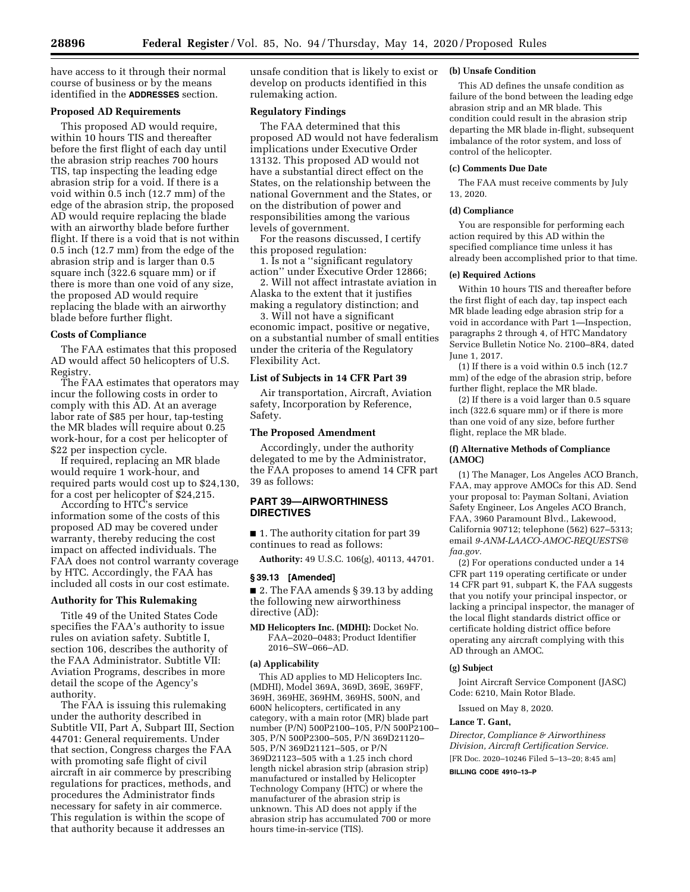have access to it through their normal course of business or by the means identified in the **ADDRESSES** section.

### Proposed AD Requirements

This proposed AD would require, within 10 hours TIS and thereafter before the first flight of each day until the abrasion strip reaches 700 hours TIS, tap inspecting the leading edge abrasion strip for a void. If there is a void within 0.5 inch (12.7 mm) of the edge of the abrasion strip, the proposed AD would require replacing the blade with an airworthy blade before further flight. If there is a void that is not within 0.5 inch (12.7 mm) from the edge of the abrasion strip and is larger than 0.5 square inch (322.6 square mm) or if there is more than one void of any size, the proposed AD would require replacing the blade with an airworthy blade before further flight.

### Costs of Compliance

The FAA estimates that this proposed AD would affect 50 helicopters of U.S. Registry.

The FAA estimates that operators may incur the following costs in order to comply with this AD. At an average labor rate of $85 per hour, tap-testing the MR blades will require about 0.25 work-hour, for a cost per helicopter of $22 per inspection cycle.

If required, replacing an MR blade would require 1 work-hour, and required parts would cost up to $24,130, for a cost per helicopter of $24,215.

According to HTC's service information some of the costs of this proposed AD may be covered under warranty, thereby reducing the cost impact on affected individuals. The FAA does not control warranty coverage by HTC. Accordingly, the FAA has included all costs in our cost estimate.

### Authority for This Rulemaking

Title 49 of the United States Code specifies the FAA's authority to issue rules on aviation safety. Subtitle I, section 106, describes the authority of the FAA Administrator. Subtitle VII: Aviation Programs, describes in more detail the scope of the Agency's authority.

The FAA is issuing this rulemaking under the authority described in Subtitle VII, Part A, Subpart III, Section 44701: General requirements. Under that section, Congress charges the FAA with promoting safe flight of civil aircraft in air commerce by prescribing regulations for practices, methods, and procedures the Administrator finds necessary for safety in air commerce. This regulation is within the scope of that authority because it addresses an unsafe condition that is likely to exist or develop on products identified in this rulemaking action.

### Regulatory Findings

The FAA determined that this proposed AD would not have federalism implications under Executive Order 13132. This proposed AD would not have a substantial direct effect on the States, on the relationship between the national Government and the States, or on the distribution of power and responsibilities among the various levels of government.

For the reasons discussed, I certify this proposed regulation:

1. Is not a ''significant regulatory action'' under Executive Order 12866;
2. Will not affect intrastate aviation in Alaska to the extent that it justifies making a regulatory distinction; and
3. Will not have a significant economic impact, positive or negative, on a substantial number of small entities under the criteria of the Regulatory Flexibility Act.

### List of Subjects in 14 CFR Part 39

Air transportation, Aircraft, Aviation safety, Incorporation by Reference, Safety.

### The Proposed Amendment

Accordingly, under the authority delegated to me by the Administrator, the FAA proposes to amend 14 CFR part 39 as follows:

## PART 39—AIRWORTHINESS DIRECTIVES

■ 1. The authority citation for part 39 continues to read as follows:

**Authority:** 49 U.S.C. 106(g), 40113, 44701.

### § 39.13 [Amended]

■ 2. The FAA amends § 39.13 by adding the following new airworthiness directive (AD):

**MD Helicopters Inc. (MDHI):** Docket No. FAA–2020–0483; Product Identifier 2016–SW–066–AD.

#### (a) Applicability

This AD applies to MD Helicopters Inc. (MDHI), Model 369A, 369D, 369E, 369FF, 369H, 369HE, 369HM, 369HS, 500N, and 600N helicopters, certificated in any category, with a main rotor (MR) blade part number (P/N) 500P2100–105, P/N 500P2100–305, P/N 500P2300–505, P/N 369D21120–505, P/N 369D21121–505, or P/N 369D21123–505 with a 1.25 inch chord length nickel abrasion strip (abrasion strip) manufactured or installed by Helicopter Technology Company (HTC) or where the manufacturer of the abrasion strip is unknown. This AD does not apply if the abrasion strip has accumulated 700 or more hours time-in-service (TIS).

#### (b) Unsafe Condition

This AD defines the unsafe condition as failure of the bond between the leading edge abrasion strip and an MR blade. This condition could result in the abrasion strip departing the MR blade in-flight, subsequent imbalance of the rotor system, and loss of control of the helicopter.

#### (c) Comments Due Date

The FAA must receive comments by July 13, 2020.

#### (d) Compliance

You are responsible for performing each action required by this AD within the specified compliance time unless it has already been accomplished prior to that time.

#### (e) Required Actions

Within 10 hours TIS and thereafter before the first flight of each day, tap inspect each MR blade leading edge abrasion strip for a void in accordance with Part 1—Inspection, paragraphs 2 through 4, of HTC Mandatory Service Bulletin Notice No. 2100–8R4, dated June 1, 2017.

(1) If there is a void within 0.5 inch (12.7 mm) of the edge of the abrasion strip, before further flight, replace the MR blade.

(2) If there is a void larger than 0.5 square inch (322.6 square mm) or if there is more than one void of any size, before further flight, replace the MR blade.

#### (f) Alternative Methods of Compliance (AMOC)

(1) The Manager, Los Angeles ACO Branch, FAA, may approve AMOCs for this AD. Send your proposal to: Payman Soltani, Aviation Safety Engineer, Los Angeles ACO Branch, FAA, 3960 Paramount Blvd., Lakewood, California 90712; telephone (562) 627–5313; email *9-ANM-LAACO-AMOC-REQUESTS@faa.gov.*

(2) For operations conducted under a 14 CFR part 119 operating certificate or under 14 CFR part 91, subpart K, the FAA suggests that you notify your principal inspector, or lacking a principal inspector, the manager of the local flight standards district office or certificate holding district office before operating any aircraft complying with this AD through an AMOC.

#### (g) Subject

Joint Aircraft Service Component (JASC) Code: 6210, Main Rotor Blade.

Issued on May 8, 2020.

**Lance T. Gant,**

*Director, Compliance & Airworthiness Division, Aircraft Certification Service.*

[FR Doc. 2020–10246 Filed 5–13–20; 8:45 am]

**BILLING CODE 4910–13–P**